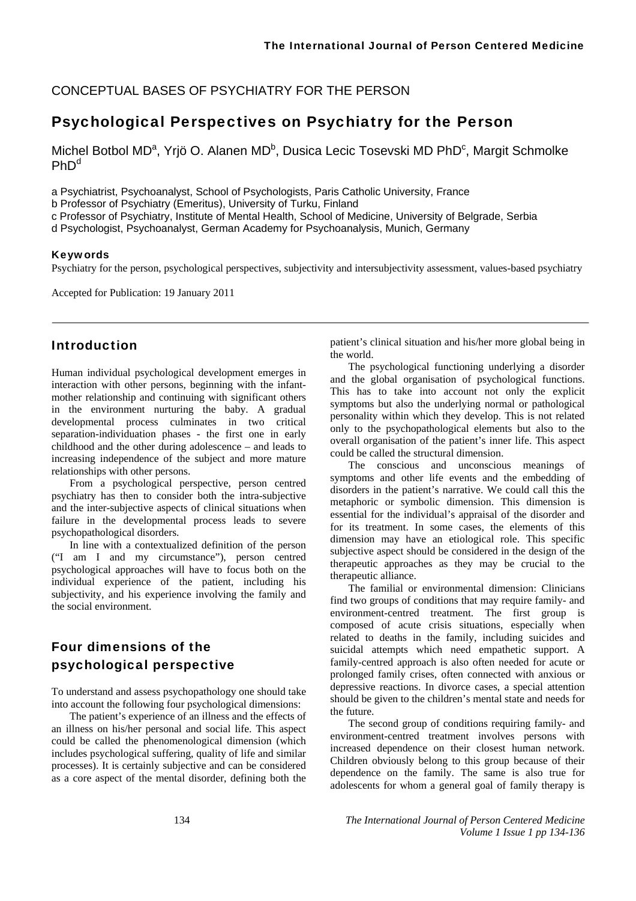CONCEPTUAL BASES OF PSYCHIATRY FOR THE PERSON

# Psychological Perspectives on Psychiatry for the Person

Michel Botbol MD[a], Yrjö O. Alanen MD[b], Dusica Lecic Tosevski MD PhD[c], Margit Schmolke PhD[d]

a Psychiatrist, Psychoanalyst, School of Psychologists, Paris Catholic University, France
b Professor of Psychiatry (Emeritus), University of Turku, Finland
c Professor of Psychiatry, Institute of Mental Health, School of Medicine, University of Belgrade, Serbia
d Psychologist, Psychoanalyst, German Academy for Psychoanalysis, Munich, Germany

**Keywords**

Psychiatry for the person, psychological perspectives, subjectivity and intersubjectivity assessment, values-based psychiatry

Accepted for Publication: 19 January 2011

## Introduction

Human individual psychological development emerges in interaction with other persons, beginning with the infant-mother relationship and continuing with significant others in the environment nurturing the baby. A gradual developmental process culminates in two critical separation-individuation phases - the first one in early childhood and the other during adolescence – and leads to increasing independence of the subject and more mature relationships with other persons.

From a psychological perspective, person centred psychiatry has then to consider both the intra-subjective and the inter-subjective aspects of clinical situations when failure in the developmental process leads to severe psychopathological disorders.

In line with a contextualized definition of the person ("I am I and my circumstance"), person centred psychological approaches will have to focus both on the individual experience of the patient, including his subjectivity, and his experience involving the family and the social environment.

## Four dimensions of the psychological perspective

To understand and assess psychopathology one should take into account the following four psychological dimensions:

The patient's experience of an illness and the effects of an illness on his/her personal and social life. This aspect could be called the phenomenological dimension (which includes psychological suffering, quality of life and similar processes). It is certainly subjective and can be considered as a core aspect of the mental disorder, defining both the patient's clinical situation and his/her more global being in the world.

The psychological functioning underlying a disorder and the global organisation of psychological functions. This has to take into account not only the explicit symptoms but also the underlying normal or pathological personality within which they develop. This is not related only to the psychopathological elements but also to the overall organisation of the patient's inner life. This aspect could be called the structural dimension.

The conscious and unconscious meanings of symptoms and other life events and the embedding of disorders in the patient's narrative. We could call this the metaphoric or symbolic dimension. This dimension is essential for the individual's appraisal of the disorder and for its treatment. In some cases, the elements of this dimension may have an etiological role. This specific subjective aspect should be considered in the design of the therapeutic approaches as they may be crucial to the therapeutic alliance.

The familial or environmental dimension: Clinicians find two groups of conditions that may require family- and environment-centred treatment. The first group is composed of acute crisis situations, especially when related to deaths in the family, including suicides and suicidal attempts which need empathetic support. A family-centred approach is also often needed for acute or prolonged family crises, often connected with anxious or depressive reactions. In divorce cases, a special attention should be given to the children's mental state and needs for the future.

The second group of conditions requiring family- and environment-centred treatment involves persons with increased dependence on their closest human network. Children obviously belong to this group because of their dependence on the family. The same is also true for adolescents for whom a general goal of family therapy is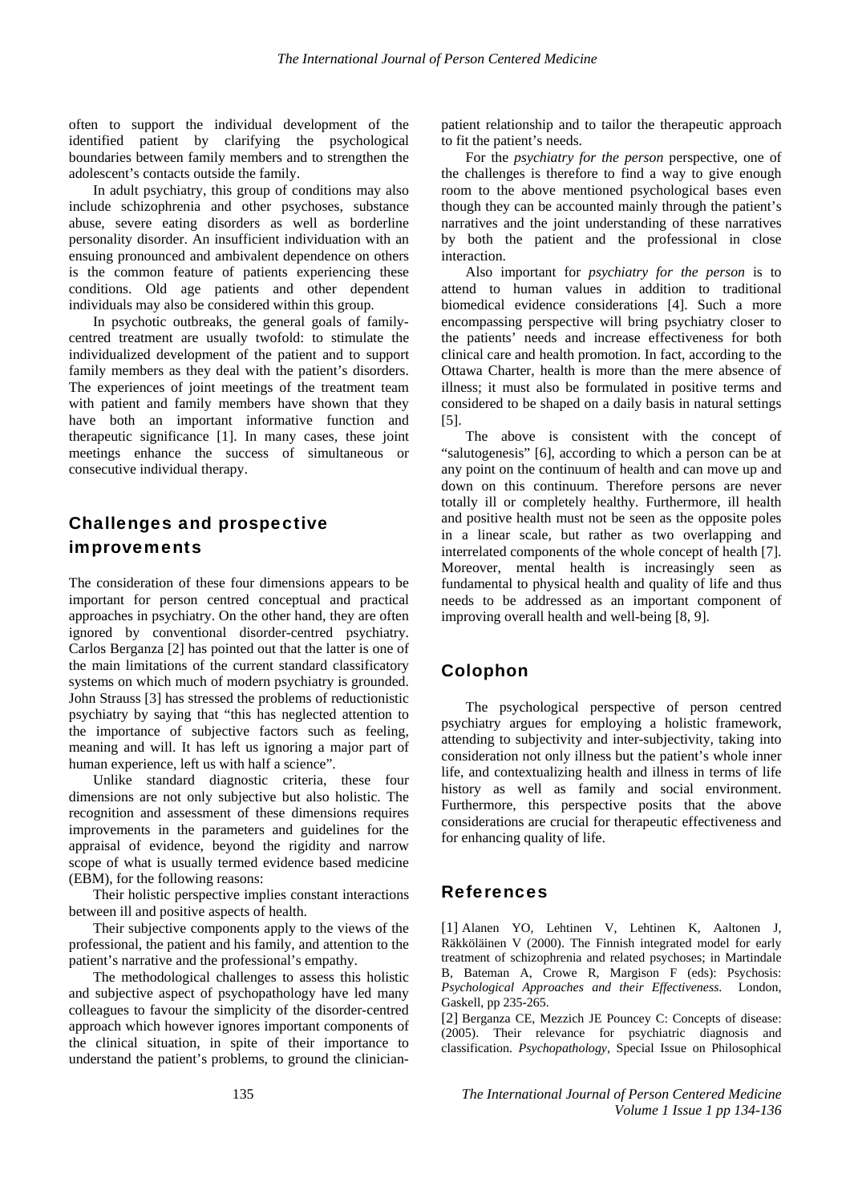often to support the individual development of the identified patient by clarifying the psychological boundaries between family members and to strengthen the adolescent's contacts outside the family.

In adult psychiatry, this group of conditions may also include schizophrenia and other psychoses, substance abuse, severe eating disorders as well as borderline personality disorder. An insufficient individuation with an ensuing pronounced and ambivalent dependence on others is the common feature of patients experiencing these conditions. Old age patients and other dependent individuals may also be considered within this group.

In psychotic outbreaks, the general goals of family-centred treatment are usually twofold: to stimulate the individualized development of the patient and to support family members as they deal with the patient's disorders. The experiences of joint meetings of the treatment team with patient and family members have shown that they have both an important informative function and therapeutic significance [1]. In many cases, these joint meetings enhance the success of simultaneous or consecutive individual therapy.

## Challenges and prospective improvements

The consideration of these four dimensions appears to be important for person centred conceptual and practical approaches in psychiatry. On the other hand, they are often ignored by conventional disorder-centred psychiatry. Carlos Berganza [2] has pointed out that the latter is one of the main limitations of the current standard classificatory systems on which much of modern psychiatry is grounded. John Strauss [3] has stressed the problems of reductionistic psychiatry by saying that "this has neglected attention to the importance of subjective factors such as feeling, meaning and will. It has left us ignoring a major part of human experience, left us with half a science".

Unlike standard diagnostic criteria, these four dimensions are not only subjective but also holistic. The recognition and assessment of these dimensions requires improvements in the parameters and guidelines for the appraisal of evidence, beyond the rigidity and narrow scope of what is usually termed evidence based medicine (EBM), for the following reasons:

Their holistic perspective implies constant interactions between ill and positive aspects of health.

Their subjective components apply to the views of the professional, the patient and his family, and attention to the patient's narrative and the professional's empathy.

The methodological challenges to assess this holistic and subjective aspect of psychopathology have led many colleagues to favour the simplicity of the disorder-centred approach which however ignores important components of the clinical situation, in spite of their importance to understand the patient's problems, to ground the clinician-patient relationship and to tailor the therapeutic approach to fit the patient's needs.

For the *psychiatry for the person* perspective, one of the challenges is therefore to find a way to give enough room to the above mentioned psychological bases even though they can be accounted mainly through the patient's narratives and the joint understanding of these narratives by both the patient and the professional in close interaction.

Also important for *psychiatry for the person* is to attend to human values in addition to traditional biomedical evidence considerations [4]. Such a more encompassing perspective will bring psychiatry closer to the patients' needs and increase effectiveness for both clinical care and health promotion. In fact, according to the Ottawa Charter, health is more than the mere absence of illness; it must also be formulated in positive terms and considered to be shaped on a daily basis in natural settings [5].

The above is consistent with the concept of "salutogenesis" [6], according to which a person can be at any point on the continuum of health and can move up and down on this continuum. Therefore persons are never totally ill or completely healthy. Furthermore, ill health and positive health must not be seen as the opposite poles in a linear scale, but rather as two overlapping and interrelated components of the whole concept of health [7]. Moreover, mental health is increasingly seen as fundamental to physical health and quality of life and thus needs to be addressed as an important component of improving overall health and well-being [8, 9].

## Colophon

The psychological perspective of person centred psychiatry argues for employing a holistic framework, attending to subjectivity and inter-subjectivity, taking into consideration not only illness but the patient's whole inner life, and contextualizing health and illness in terms of life history as well as family and social environment. Furthermore, this perspective posits that the above considerations are crucial for therapeutic effectiveness and for enhancing quality of life.

## References

[1] Alanen YO, Lehtinen V, Lehtinen K, Aaltonen J, Räkköläinen V (2000). The Finnish integrated model for early treatment of schizophrenia and related psychoses; in Martindale B, Bateman A, Crowe R, Margison F (eds): Psychosis: *Psychological Approaches and their Effectiveness*. London, Gaskell, pp 235-265.

[2] Berganza CE, Mezzich JE Pouncey C: Concepts of disease: (2005). Their relevance for psychiatric diagnosis and classification. *Psychopathology*, Special Issue on Philosophical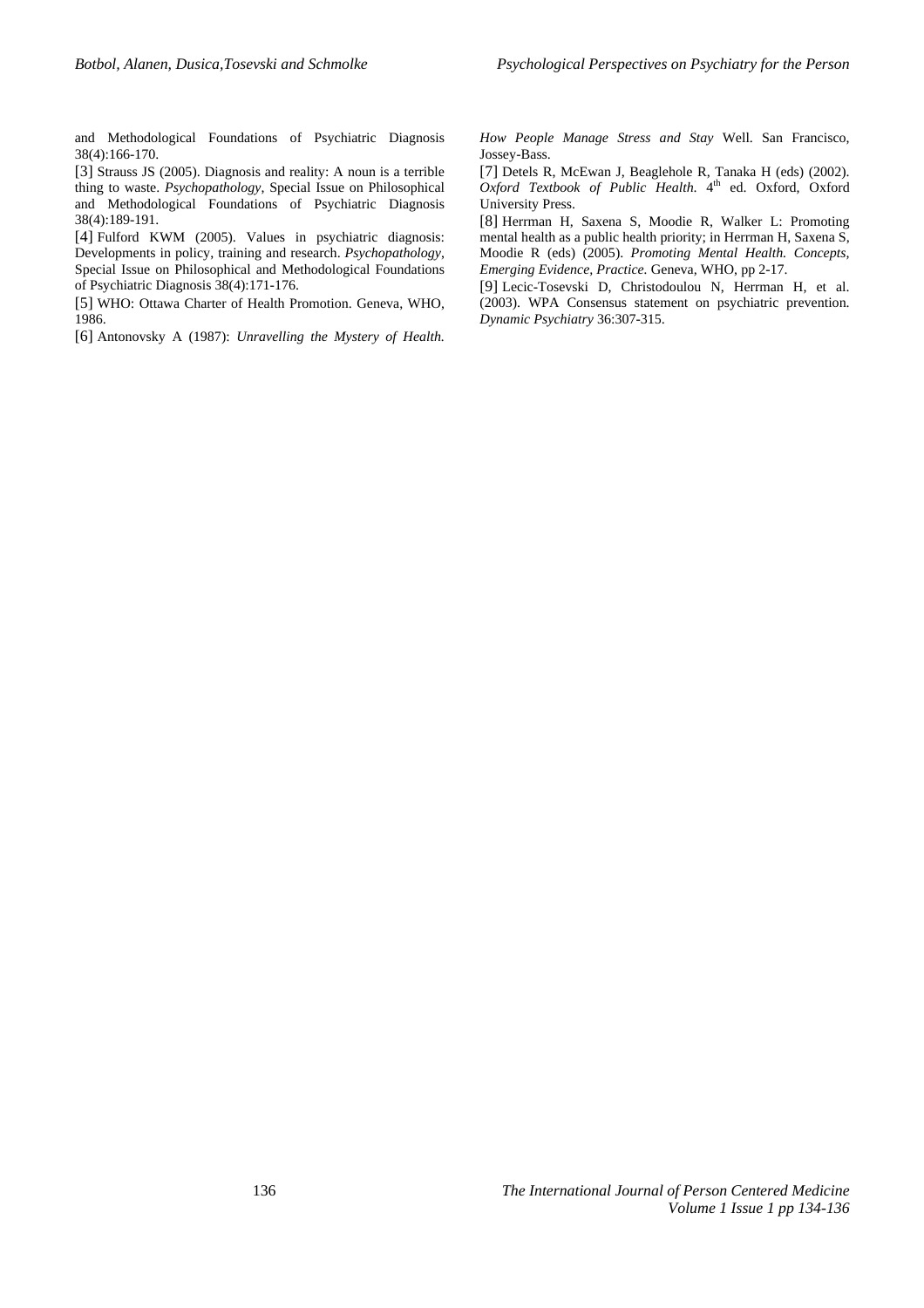and Methodological Foundations of Psychiatric Diagnosis 38(4):166-170.

[3] Strauss JS (2005). Diagnosis and reality: A noun is a terrible thing to waste. *Psychopathology*, Special Issue on Philosophical and Methodological Foundations of Psychiatric Diagnosis 38(4):189-191.

[4] Fulford KWM (2005). Values in psychiatric diagnosis: Developments in policy, training and research. *Psychopathology*, Special Issue on Philosophical and Methodological Foundations of Psychiatric Diagnosis 38(4):171-176.

[5] WHO: Ottawa Charter of Health Promotion. Geneva, WHO, 1986.

[6] Antonovsky A (1987): *Unravelling the Mystery of Health. How People Manage Stress and Stay* Well. San Francisco, Jossey-Bass.

[7] Detels R, McEwan J, Beaglehole R, Tanaka H (eds) (2002). *Oxford Textbook of Public Health.* 4th ed. Oxford, Oxford University Press.

[8] Herrman H, Saxena S, Moodie R, Walker L: Promoting mental health as a public health priority; in Herrman H, Saxena S, Moodie R (eds) (2005). *Promoting Mental Health. Concepts, Emerging Evidence, Practice.* Geneva, WHO, pp 2-17.

[9] Lecic-Tosevski D, Christodoulou N, Herrman H, et al. (2003). WPA Consensus statement on psychiatric prevention. *Dynamic Psychiatry* 36:307-315.